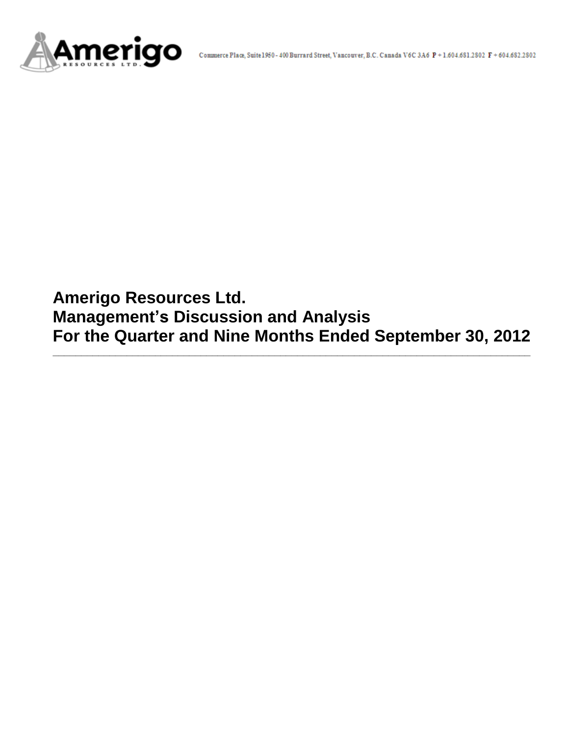Commerce Place, Suite 1950 - 400 Burrard Street, Vancouver, B.C. Canada V6C 3A6 P + 1.604.681.2802 F + 604.682.2802

# Amerigo Resources Ltd.
# Management's Discussion and Analysis
# For the Quarter and Nine Months Ended September 30, 2012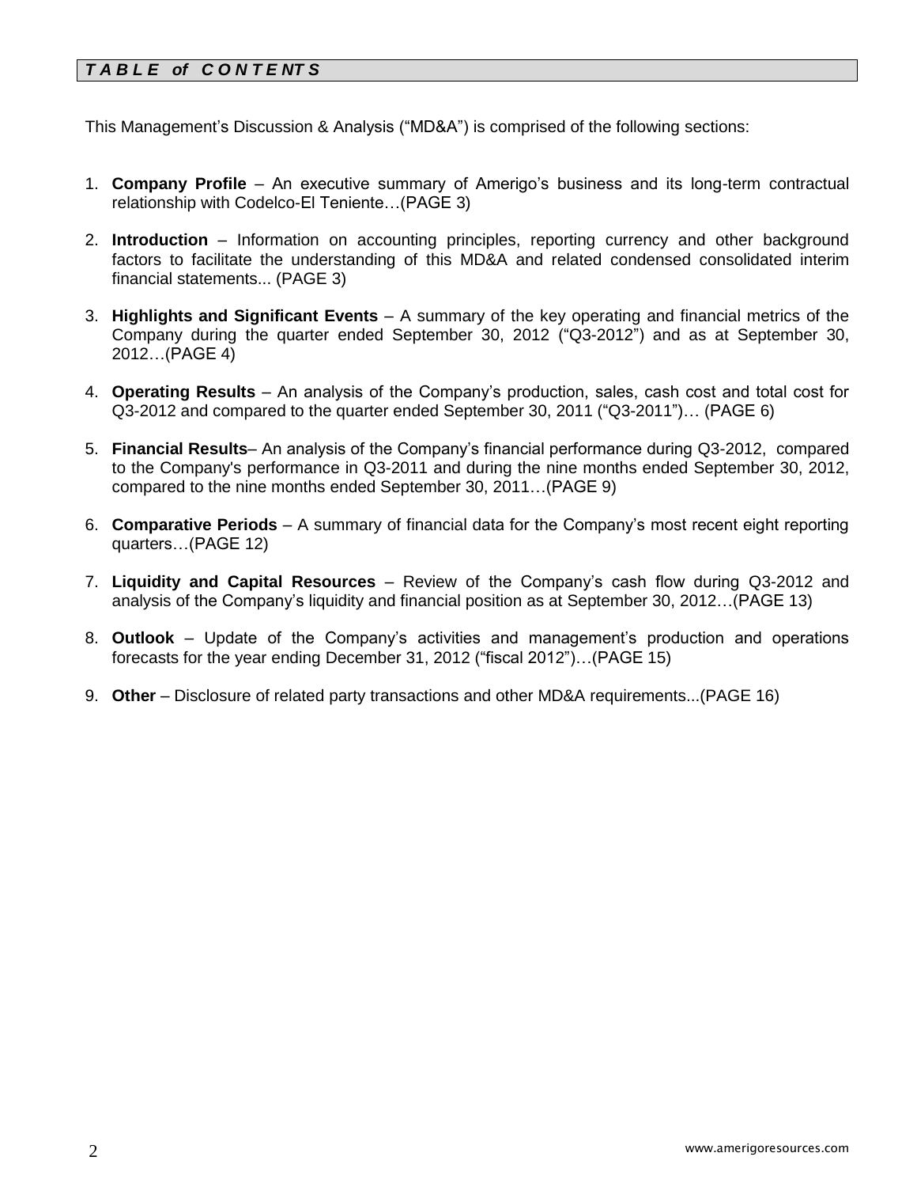## ***T A B L E of C O N T E NT S***

This Management's Discussion & Analysis ("MD&A") is comprised of the following sections:

1. **Company Profile** – An executive summary of Amerigo's business and its long-term contractual relationship with Codelco-El Teniente…(PAGE 3)

2. **Introduction** – Information on accounting principles, reporting currency and other background factors to facilitate the understanding of this MD&A and related condensed consolidated interim financial statements... (PAGE 3)

3. **Highlights and Significant Events** – A summary of the key operating and financial metrics of the Company during the quarter ended September 30, 2012 ("Q3-2012") and as at September 30, 2012…(PAGE 4)

4. **Operating Results** – An analysis of the Company's production, sales, cash cost and total cost for Q3-2012 and compared to the quarter ended September 30, 2011 ("Q3-2011")… (PAGE 6)

5. **Financial Results**– An analysis of the Company's financial performance during Q3-2012, compared to the Company's performance in Q3-2011 and during the nine months ended September 30, 2012, compared to the nine months ended September 30, 2011…(PAGE 9)

6. **Comparative Periods** – A summary of financial data for the Company's most recent eight reporting quarters…(PAGE 12)

7. **Liquidity and Capital Resources** – Review of the Company's cash flow during Q3-2012 and analysis of the Company's liquidity and financial position as at September 30, 2012…(PAGE 13)

8. **Outlook** – Update of the Company's activities and management's production and operations forecasts for the year ending December 31, 2012 ("fiscal 2012")…(PAGE 15)

9. **Other** – Disclosure of related party transactions and other MD&A requirements...(PAGE 16)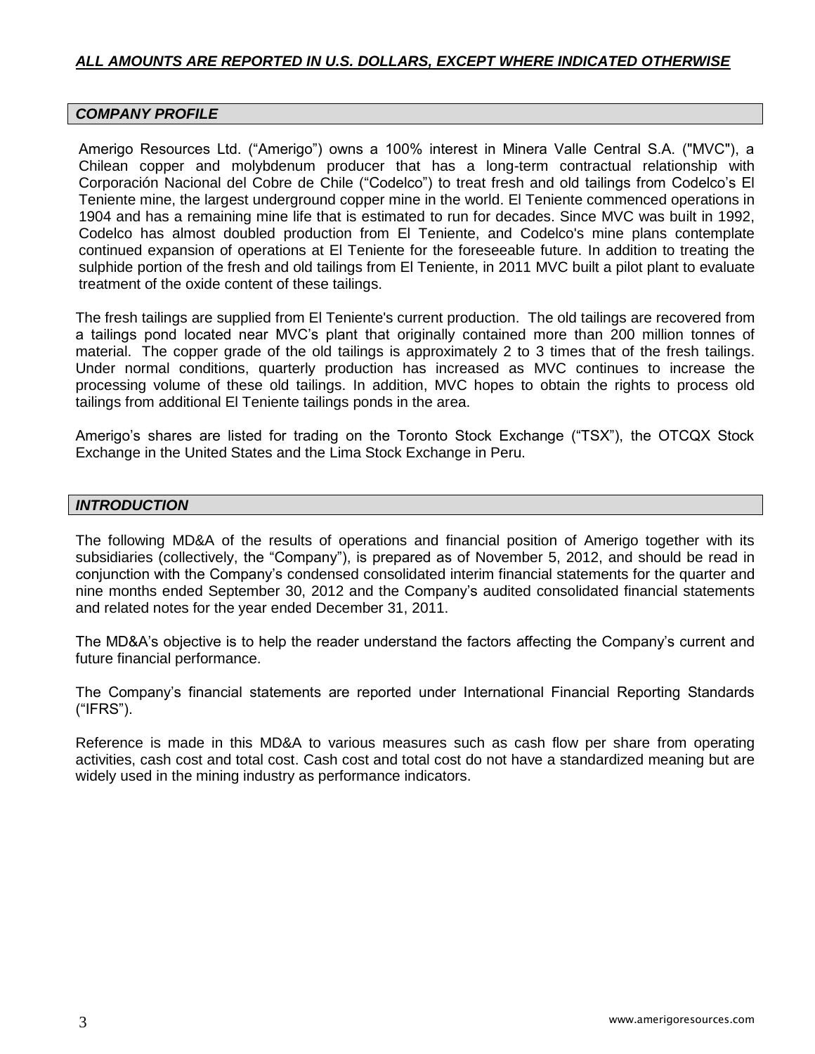***ALL AMOUNTS ARE REPORTED IN U.S. DOLLARS, EXCEPT WHERE INDICATED OTHERWISE***

## *COMPANY PROFILE*

Amerigo Resources Ltd. ("Amerigo") owns a 100% interest in Minera Valle Central S.A. ("MVC"), a Chilean copper and molybdenum producer that has a long-term contractual relationship with Corporación Nacional del Cobre de Chile ("Codelco") to treat fresh and old tailings from Codelco's El Teniente mine, the largest underground copper mine in the world. El Teniente commenced operations in 1904 and has a remaining mine life that is estimated to run for decades. Since MVC was built in 1992, Codelco has almost doubled production from El Teniente, and Codelco's mine plans contemplate continued expansion of operations at El Teniente for the foreseeable future. In addition to treating the sulphide portion of the fresh and old tailings from El Teniente, in 2011 MVC built a pilot plant to evaluate treatment of the oxide content of these tailings.

The fresh tailings are supplied from El Teniente's current production. The old tailings are recovered from a tailings pond located near MVC's plant that originally contained more than 200 million tonnes of material. The copper grade of the old tailings is approximately 2 to 3 times that of the fresh tailings. Under normal conditions, quarterly production has increased as MVC continues to increase the processing volume of these old tailings. In addition, MVC hopes to obtain the rights to process old tailings from additional El Teniente tailings ponds in the area.

Amerigo's shares are listed for trading on the Toronto Stock Exchange ("TSX"), the OTCQX Stock Exchange in the United States and the Lima Stock Exchange in Peru.

## *INTRODUCTION*

The following MD&A of the results of operations and financial position of Amerigo together with its subsidiaries (collectively, the "Company"), is prepared as of November 5, 2012, and should be read in conjunction with the Company's condensed consolidated interim financial statements for the quarter and nine months ended September 30, 2012 and the Company's audited consolidated financial statements and related notes for the year ended December 31, 2011.

The MD&A's objective is to help the reader understand the factors affecting the Company's current and future financial performance.

The Company's financial statements are reported under International Financial Reporting Standards ("IFRS").

Reference is made in this MD&A to various measures such as cash flow per share from operating activities, cash cost and total cost. Cash cost and total cost do not have a standardized meaning but are widely used in the mining industry as performance indicators.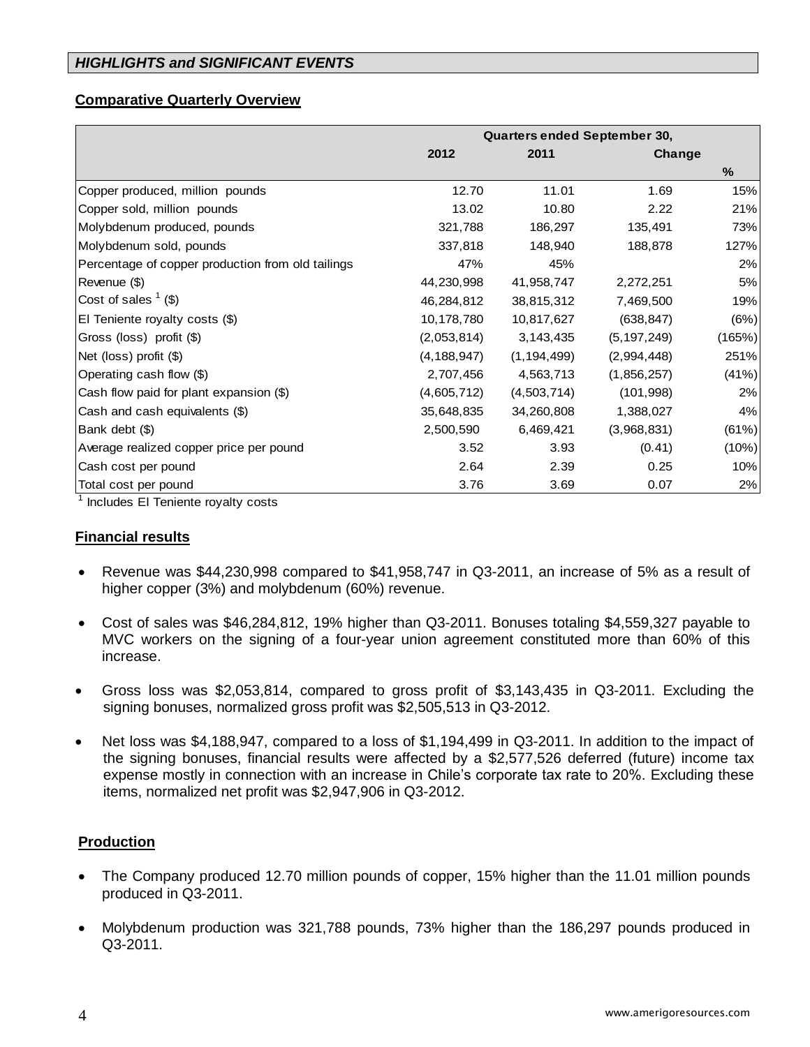## *HIGHLIGHTS and SIGNIFICANT EVENTS*

### Comparative Quarterly Overview

| | Quarters ended September 30, | | | |
|---|---|---|---|---|
| | 2012 | 2011 | Change | |
| | | | | % |
| Copper produced, million pounds | 12.70 | 11.01 | 1.69 | 15% |
| Copper sold, million pounds | 13.02 | 10.80 | 2.22 | 21% |
| Molybdenum produced, pounds | 321,788 | 186,297 | 135,491 | 73% |
| Molybdenum sold, pounds | 337,818 | 148,940 | 188,878 | 127% |
| Percentage of copper production from old tailings | 47% | 45% | | 2% |
| Revenue ($) | 44,230,998 | 41,958,747 | 2,272,251 | 5% |
| Cost of sales [1] ($) | 46,284,812 | 38,815,312 | 7,469,500 | 19% |
| El Teniente royalty costs ($) | 10,178,780 | 10,817,627 | (638,847) | (6%) |
| Gross (loss) profit ($) | (2,053,814) | 3,143,435 | (5,197,249) | (165%) |
| Net (loss) profit ($) | (4,188,947) | (1,194,499) | (2,994,448) | 251% |
| Operating cash flow ($) | 2,707,456 | 4,563,713 | (1,856,257) | (41%) |
| Cash flow paid for plant expansion ($) | (4,605,712) | (4,503,714) | (101,998) | 2% |
| Cash and cash equivalents ($) | 35,648,835 | 34,260,808 | 1,388,027 | 4% |
| Bank debt ($) | 2,500,590 | 6,469,421 | (3,968,831) | (61%) |
| Average realized copper price per pound | 3.52 | 3.93 | (0.41) | (10%) |
| Cash cost per pound | 2.64 | 2.39 | 0.25 | 10% |
| Total cost per pound | 3.76 | 3.69 | 0.07 | 2% |

[1] Includes El Teniente royalty costs

### Financial results

- Revenue was $44,230,998 compared to $41,958,747 in Q3-2011, an increase of 5% as a result of higher copper (3%) and molybdenum (60%) revenue.
- Cost of sales was $46,284,812, 19% higher than Q3-2011. Bonuses totaling $4,559,327 payable to MVC workers on the signing of a four-year union agreement constituted more than 60% of this increase.
- Gross loss was $2,053,814, compared to gross profit of $3,143,435 in Q3-2011. Excluding the signing bonuses, normalized gross profit was $2,505,513 in Q3-2012.
- Net loss was $4,188,947, compared to a loss of $1,194,499 in Q3-2011. In addition to the impact of the signing bonuses, financial results were affected by a $2,577,526 deferred (future) income tax expense mostly in connection with an increase in Chile's corporate tax rate to 20%. Excluding these items, normalized net profit was $2,947,906 in Q3-2012.

### Production

- The Company produced 12.70 million pounds of copper, 15% higher than the 11.01 million pounds produced in Q3-2011.
- Molybdenum production was 321,788 pounds, 73% higher than the 186,297 pounds produced in Q3-2011.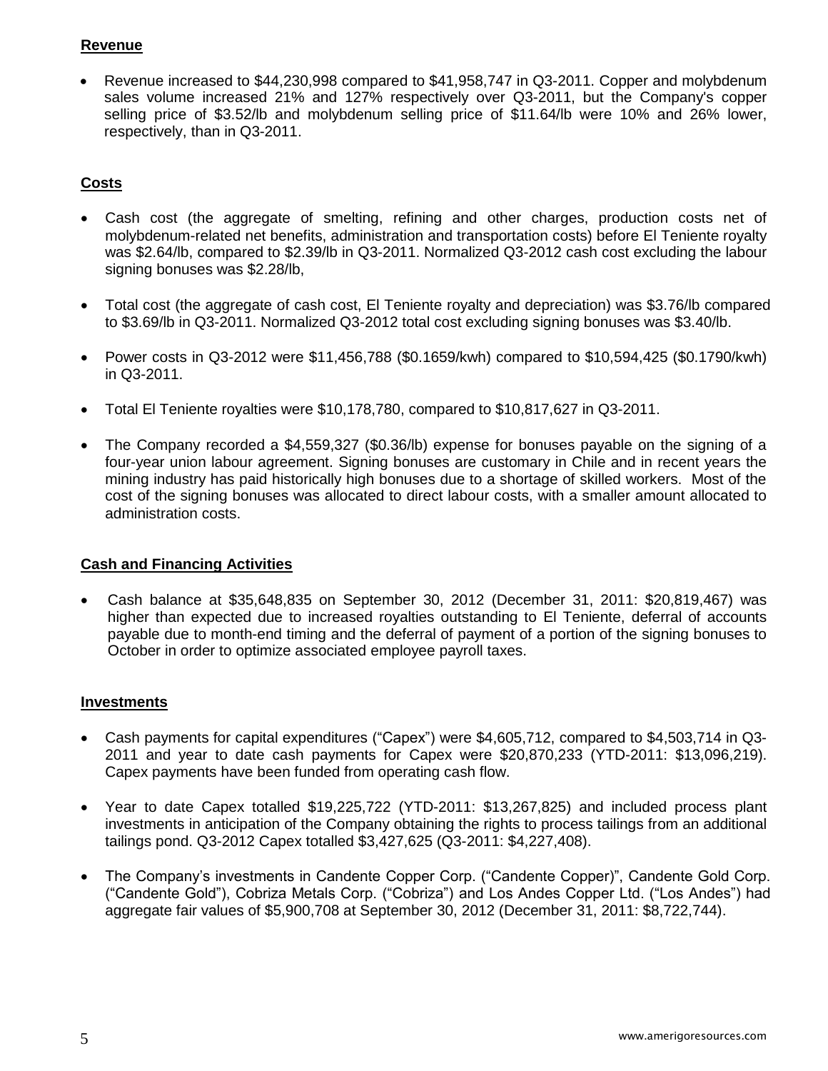**Revenue**

- Revenue increased to $44,230,998 compared to $41,958,747 in Q3-2011. Copper and molybdenum sales volume increased 21% and 127% respectively over Q3-2011, but the Company's copper selling price of $3.52/lb and molybdenum selling price of $11.64/lb were 10% and 26% lower, respectively, than in Q3-2011.

**Costs**

- Cash cost (the aggregate of smelting, refining and other charges, production costs net of molybdenum-related net benefits, administration and transportation costs) before El Teniente royalty was $2.64/lb, compared to $2.39/lb in Q3-2011. Normalized Q3-2012 cash cost excluding the labour signing bonuses was $2.28/lb,

- Total cost (the aggregate of cash cost, El Teniente royalty and depreciation) was $3.76/lb compared to $3.69/lb in Q3-2011. Normalized Q3-2012 total cost excluding signing bonuses was $3.40/lb.

- Power costs in Q3-2012 were $11,456,788 ($0.1659/kwh) compared to $10,594,425 ($0.1790/kwh) in Q3-2011.

- Total El Teniente royalties were $10,178,780, compared to $10,817,627 in Q3-2011.

- The Company recorded a $4,559,327 ($0.36/lb) expense for bonuses payable on the signing of a four-year union labour agreement. Signing bonuses are customary in Chile and in recent years the mining industry has paid historically high bonuses due to a shortage of skilled workers. Most of the cost of the signing bonuses was allocated to direct labour costs, with a smaller amount allocated to administration costs.

**Cash and Financing Activities**

- Cash balance at $35,648,835 on September 30, 2012 (December 31, 2011: $20,819,467) was higher than expected due to increased royalties outstanding to El Teniente, deferral of accounts payable due to month-end timing and the deferral of payment of a portion of the signing bonuses to October in order to optimize associated employee payroll taxes.

**Investments**

- Cash payments for capital expenditures ("Capex") were $4,605,712, compared to $4,503,714 in Q3-2011 and year to date cash payments for Capex were $20,870,233 (YTD-2011: $13,096,219). Capex payments have been funded from operating cash flow.

- Year to date Capex totalled $19,225,722 (YTD-2011: $13,267,825) and included process plant investments in anticipation of the Company obtaining the rights to process tailings from an additional tailings pond. Q3-2012 Capex totalled $3,427,625 (Q3-2011: $4,227,408).

- The Company's investments in Candente Copper Corp. ("Candente Copper)", Candente Gold Corp. ("Candente Gold"), Cobriza Metals Corp. ("Cobriza") and Los Andes Copper Ltd. ("Los Andes") had aggregate fair values of $5,900,708 at September 30, 2012 (December 31, 2011: $8,722,744).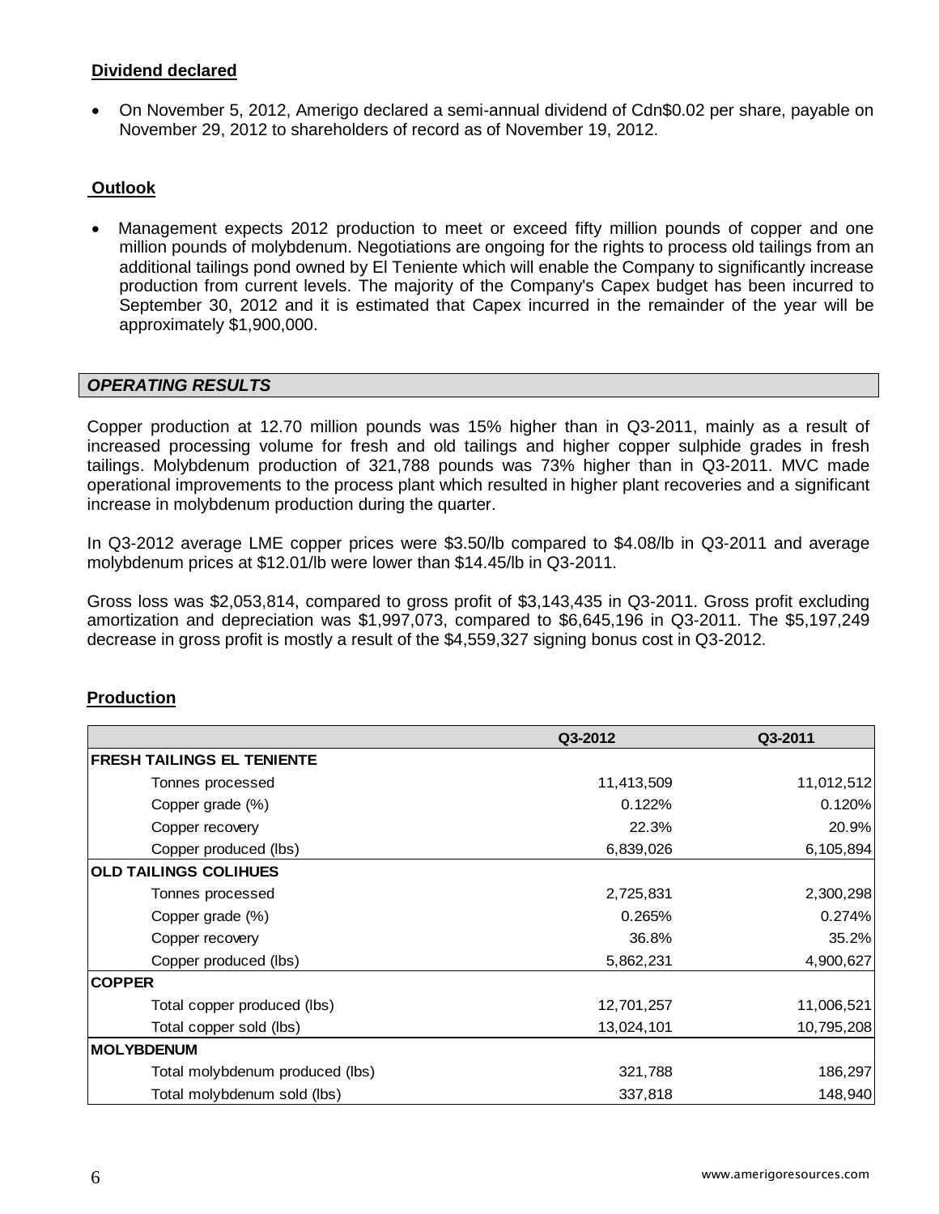**Dividend declared**

- On November 5, 2012, Amerigo declared a semi-annual dividend of Cdn$0.02 per share, payable on November 29, 2012 to shareholders of record as of November 19, 2012.

**Outlook**

- Management expects 2012 production to meet or exceed fifty million pounds of copper and one million pounds of molybdenum. Negotiations are ongoing for the rights to process old tailings from an additional tailings pond owned by El Teniente which will enable the Company to significantly increase production from current levels. The majority of the Company's Capex budget has been incurred to September 30, 2012 and it is estimated that Capex incurred in the remainder of the year will be approximately $1,900,000.

## *OPERATING RESULTS*

Copper production at 12.70 million pounds was 15% higher than in Q3-2011, mainly as a result of increased processing volume for fresh and old tailings and higher copper sulphide grades in fresh tailings. Molybdenum production of 321,788 pounds was 73% higher than in Q3-2011. MVC made operational improvements to the process plant which resulted in higher plant recoveries and a significant increase in molybdenum production during the quarter.

In Q3-2012 average LME copper prices were $3.50/lb compared to $4.08/lb in Q3-2011 and average molybdenum prices at $12.01/lb were lower than $14.45/lb in Q3-2011.

Gross loss was $2,053,814, compared to gross profit of $3,143,435 in Q3-2011. Gross profit excluding amortization and depreciation was $1,997,073, compared to $6,645,196 in Q3-2011. The $5,197,249 decrease in gross profit is mostly a result of the $4,559,327 signing bonus cost in Q3-2012.

**Production**

| | Q3-2012 | Q3-2011 |
|---|---|---|
| **FRESH TAILINGS EL TENIENTE** | | |
| Tonnes processed | 11,413,509 | 11,012,512 |
| Copper grade (%) | 0.122% | 0.120% |
| Copper recovery | 22.3% | 20.9% |
| Copper produced (lbs) | 6,839,026 | 6,105,894 |
| **OLD TAILINGS COLIHUES** | | |
| Tonnes processed | 2,725,831 | 2,300,298 |
| Copper grade (%) | 0.265% | 0.274% |
| Copper recovery | 36.8% | 35.2% |
| Copper produced (lbs) | 5,862,231 | 4,900,627 |
| **COPPER** | | |
| Total copper produced (lbs) | 12,701,257 | 11,006,521 |
| Total copper sold (lbs) | 13,024,101 | 10,795,208 |
| **MOLYBDENUM** | | |
| Total molybdenum produced (lbs) | 321,788 | 186,297 |
| Total molybdenum sold (lbs) | 337,818 | 148,940 |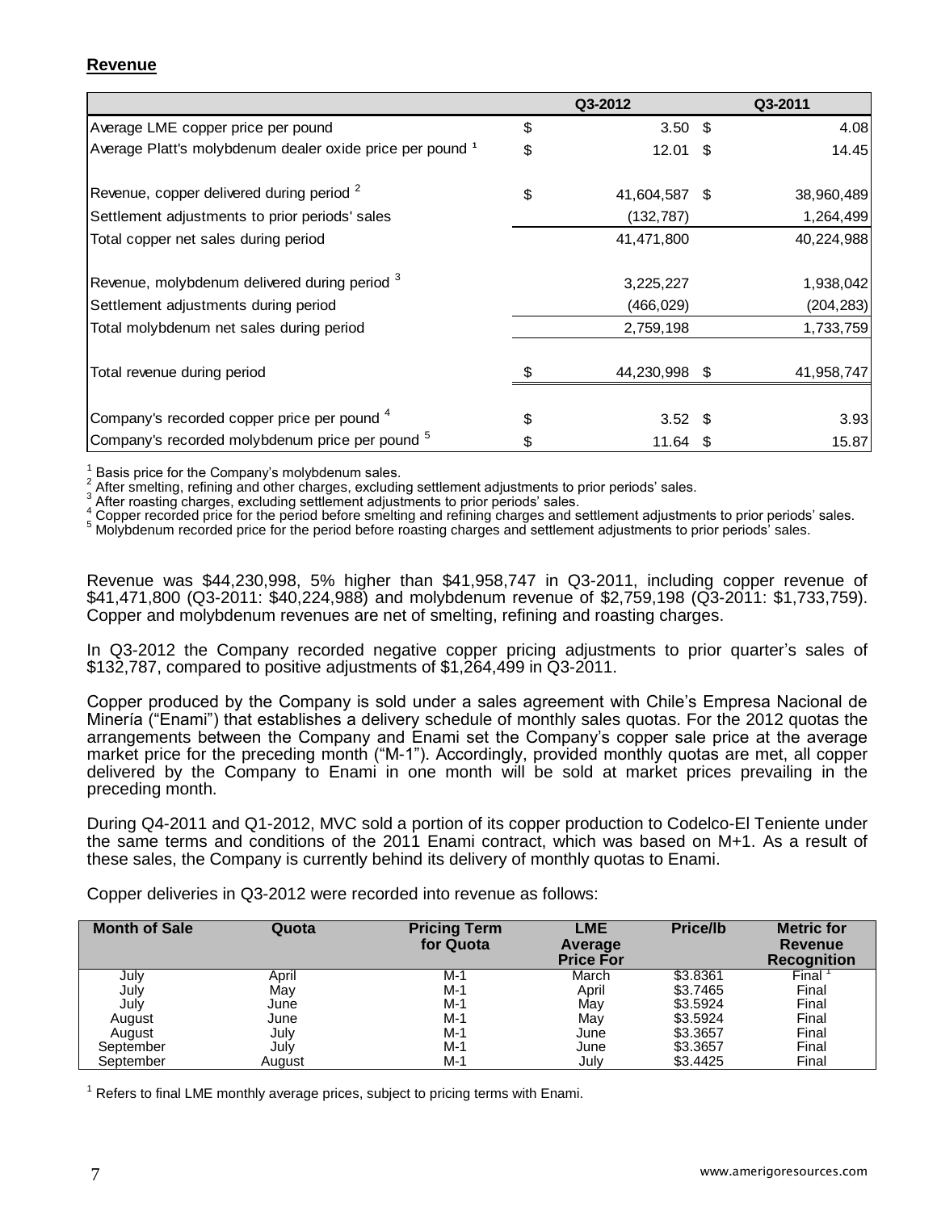## Revenue

| | Q3-2012 | Q3-2011 |
|---|---|---|
| Average LME copper price per pound | $ 3.50 | $ 4.08 |
| Average Platt's molybdenum dealer oxide price per pound [1] | $ 12.01 | $ 14.45 |
| Revenue, copper delivered during period [2] | $ 41,604,587 | $ 38,960,489 |
| Settlement adjustments to prior periods' sales | (132,787) | 1,264,499 |
| Total copper net sales during period | 41,471,800 | 40,224,988 |
| Revenue, molybdenum delivered during period [3] | 3,225,227 | 1,938,042 |
| Settlement adjustments during period | (466,029) | (204,283) |
| Total molybdenum net sales during period | 2,759,198 | 1,733,759 |
| Total revenue during period | $ 44,230,998 | $ 41,958,747 |
| Company's recorded copper price per pound [4] | $ 3.52 | $ 3.93 |
| Company's recorded molybdenum price per pound [5] | $ 11.64 | $ 15.87 |

[1] Basis price for the Company's molybdenum sales.
[2] After smelting, refining and other charges, excluding settlement adjustments to prior periods' sales.
[3] After roasting charges, excluding settlement adjustments to prior periods' sales.
[4] Copper recorded price for the period before smelting and refining charges and settlement adjustments to prior periods' sales.
[5] Molybdenum recorded price for the period before roasting charges and settlement adjustments to prior periods' sales.

Revenue was $44,230,998, 5% higher than $41,958,747 in Q3-2011, including copper revenue of $41,471,800 (Q3-2011: $40,224,988) and molybdenum revenue of $2,759,198 (Q3-2011: $1,733,759). Copper and molybdenum revenues are net of smelting, refining and roasting charges.

In Q3-2012 the Company recorded negative copper pricing adjustments to prior quarter's sales of $132,787, compared to positive adjustments of $1,264,499 in Q3-2011.

Copper produced by the Company is sold under a sales agreement with Chile's Empresa Nacional de Minería ("Enami") that establishes a delivery schedule of monthly sales quotas. For the 2012 quotas the arrangements between the Company and Enami set the Company's copper sale price at the average market price for the preceding month ("M-1"). Accordingly, provided monthly quotas are met, all copper delivered by the Company to Enami in one month will be sold at market prices prevailing in the preceding month.

During Q4-2011 and Q1-2012, MVC sold a portion of its copper production to Codelco-El Teniente under the same terms and conditions of the 2011 Enami contract, which was based on M+1. As a result of these sales, the Company is currently behind its delivery of monthly quotas to Enami.

Copper deliveries in Q3-2012 were recorded into revenue as follows:

| Month of Sale | Quota | Pricing Term for Quota | LME Average Price For | Price/lb | Metric for Revenue Recognition |
|---|---|---|---|---|---|
| July | April | M-1 | March | $3.8361 | Final [1] |
| July | May | M-1 | April | $3.7465 | Final |
| July | June | M-1 | May | $3.5924 | Final |
| August | June | M-1 | May | $3.5924 | Final |
| August | July | M-1 | June | $3.3657 | Final |
| September | July | M-1 | June | $3.3657 | Final |
| September | August | M-1 | July | $3.4425 | Final |

[1] Refers to final LME monthly average prices, subject to pricing terms with Enami.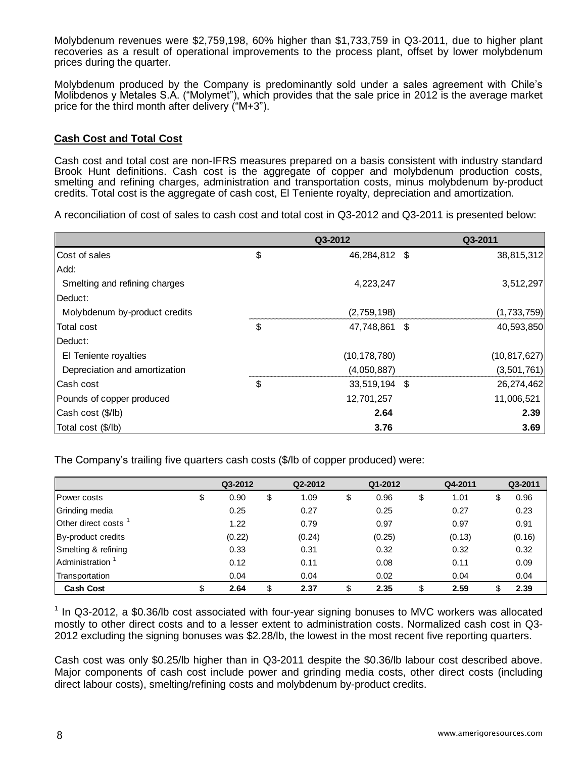Molybdenum revenues were $2,759,198, 60% higher than $1,733,759 in Q3-2011, due to higher plant recoveries as a result of operational improvements to the process plant, offset by lower molybdenum prices during the quarter.

Molybdenum produced by the Company is predominantly sold under a sales agreement with Chile's Molibdenos y Metales S.A. ("Molymet"), which provides that the sale price in 2012 is the average market price for the third month after delivery ("M+3").

**Cash Cost and Total Cost**

Cash cost and total cost are non-IFRS measures prepared on a basis consistent with industry standard Brook Hunt definitions. Cash cost is the aggregate of copper and molybdenum production costs, smelting and refining charges, administration and transportation costs, minus molybdenum by-product credits. Total cost is the aggregate of cash cost, El Teniente royalty, depreciation and amortization.

A reconciliation of cost of sales to cash cost and total cost in Q3-2012 and Q3-2011 is presented below:

| | Q3-2012 | Q3-2011 |
|---|---|---|
| Cost of sales | $ 46,284,812 | $ 38,815,312 |
| Add: | | |
| Smelting and refining charges | 4,223,247 | 3,512,297 |
| Deduct: | | |
| Molybdenum by-product credits | (2,759,198) | (1,733,759) |
| Total cost | $ 47,748,861 | $ 40,593,850 |
| Deduct: | | |
| El Teniente royalties | (10,178,780) | (10,817,627) |
| Depreciation and amortization | (4,050,887) | (3,501,761) |
| Cash cost | $ 33,519,194 | $ 26,274,462 |
| Pounds of copper produced | 12,701,257 | 11,006,521 |
| Cash cost ($/lb) | **2.64** | **2.39** |
| Total cost ($/lb) | **3.76** | **3.69** |

The Company's trailing five quarters cash costs ($/lb of copper produced) were:

| | Q3-2012 | Q2-2012 | Q1-2012 | Q4-2011 | Q3-2011 |
|---|---|---|---|---|---|
| Power costs | $ 0.90 | $ 1.09 | $ 0.96 | $ 1.01 | $ 0.96 |
| Grinding media | 0.25 | 0.27 | 0.25 | 0.27 | 0.23 |
| Other direct costs [1] | 1.22 | 0.79 | 0.97 | 0.97 | 0.91 |
| By-product credits | (0.22) | (0.24) | (0.25) | (0.13) | (0.16) |
| Smelting & refining | 0.33 | 0.31 | 0.32 | 0.32 | 0.32 |
| Administration [1] | 0.12 | 0.11 | 0.08 | 0.11 | 0.09 |
| Transportation | 0.04 | 0.04 | 0.02 | 0.04 | 0.04 |
| **Cash Cost** | **$ 2.64** | **$ 2.37** | **$ 2.35** | **$ 2.59** | **$ 2.39** |

[1] In Q3-2012, a $0.36/lb cost associated with four-year signing bonuses to MVC workers was allocated mostly to other direct costs and to a lesser extent to administration costs. Normalized cash cost in Q3-2012 excluding the signing bonuses was $2.28/lb, the lowest in the most recent five reporting quarters.

Cash cost was only $0.25/lb higher than in Q3-2011 despite the $0.36/lb labour cost described above. Major components of cash cost include power and grinding media costs, other direct costs (including direct labour costs), smelting/refining costs and molybdenum by-product credits.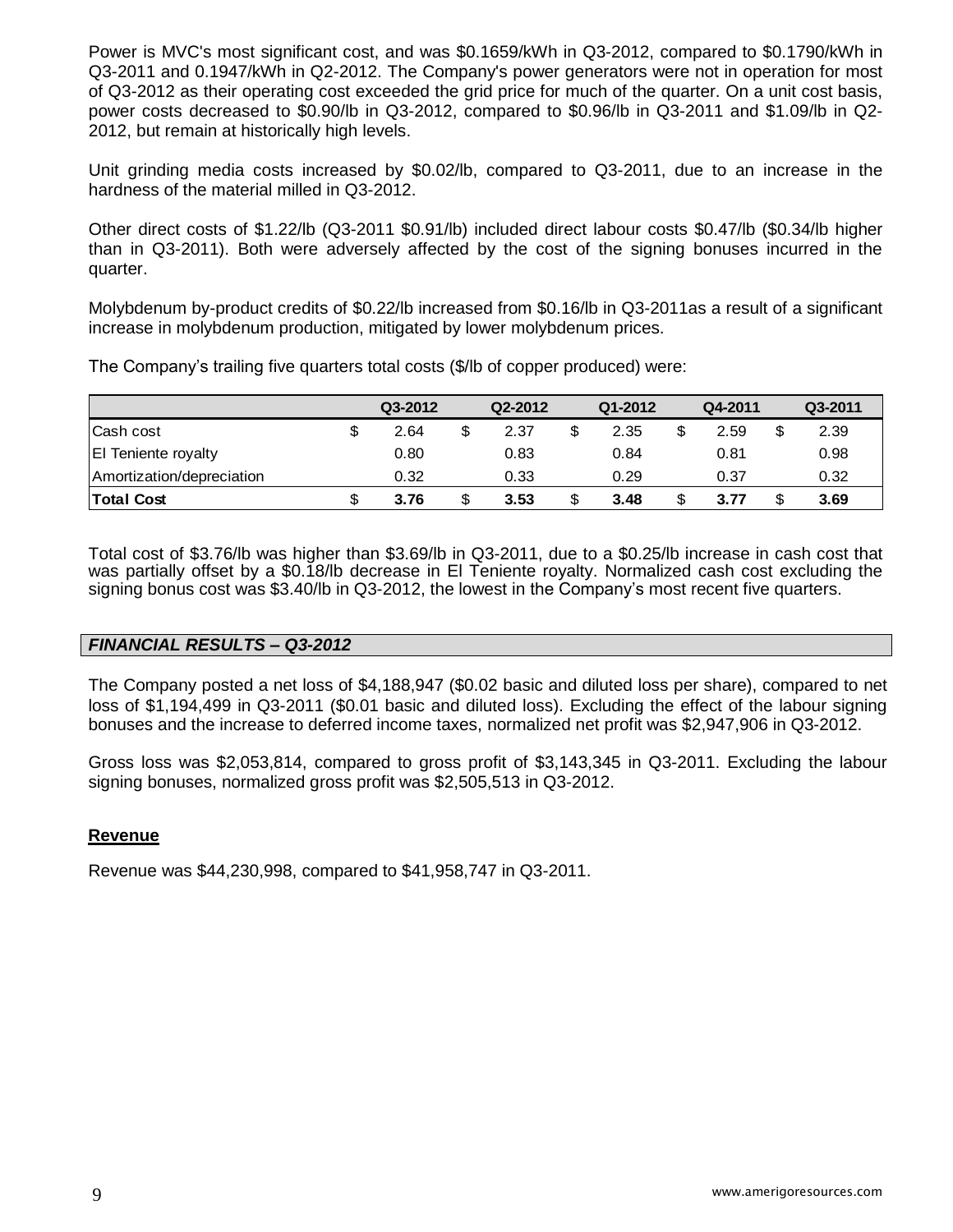Power is MVC's most significant cost, and was \$0.1659/kWh in Q3-2012, compared to \$0.1790/kWh in Q3-2011 and 0.1947/kWh in Q2-2012. The Company's power generators were not in operation for most of Q3-2012 as their operating cost exceeded the grid price for much of the quarter. On a unit cost basis, power costs decreased to \$0.90/lb in Q3-2012, compared to \$0.96/lb in Q3-2011 and \$1.09/lb in Q2-2012, but remain at historically high levels.

Unit grinding media costs increased by \$0.02/lb, compared to Q3-2011, due to an increase in the hardness of the material milled in Q3-2012.

Other direct costs of \$1.22/lb (Q3-2011 \$0.91/lb) included direct labour costs \$0.47/lb (\$0.34/lb higher than in Q3-2011). Both were adversely affected by the cost of the signing bonuses incurred in the quarter.

Molybdenum by-product credits of \$0.22/lb increased from \$0.16/lb in Q3-2011as a result of a significant increase in molybdenum production, mitigated by lower molybdenum prices.

The Company's trailing five quarters total costs (\$/lb of copper produced) were:

| | Q3-2012 | Q2-2012 | Q1-2012 | Q4-2011 | Q3-2011 |
|---|---|---|---|---|---|
| Cash cost | \$ 2.64 | \$ 2.37 | \$ 2.35 | \$ 2.59 | \$ 2.39 |
| El Teniente royalty | 0.80 | 0.83 | 0.84 | 0.81 | 0.98 |
| Amortization/depreciation | 0.32 | 0.33 | 0.29 | 0.37 | 0.32 |
| **Total Cost** | \$ **3.76** | \$ **3.53** | \$ **3.48** | \$ **3.77** | \$ **3.69** |

Total cost of \$3.76/lb was higher than \$3.69/lb in Q3-2011, due to a \$0.25/lb increase in cash cost that was partially offset by a \$0.18/lb decrease in El Teniente royalty. Normalized cash cost excluding the signing bonus cost was \$3.40/lb in Q3-2012, the lowest in the Company's most recent five quarters.

## *FINANCIAL RESULTS – Q3-2012*

The Company posted a net loss of \$4,188,947 (\$0.02 basic and diluted loss per share), compared to net loss of \$1,194,499 in Q3-2011 (\$0.01 basic and diluted loss). Excluding the effect of the labour signing bonuses and the increase to deferred income taxes, normalized net profit was \$2,947,906 in Q3-2012.

Gross loss was \$2,053,814, compared to gross profit of \$3,143,345 in Q3-2011. Excluding the labour signing bonuses, normalized gross profit was \$2,505,513 in Q3-2012.

### Revenue

Revenue was \$44,230,998, compared to \$41,958,747 in Q3-2011.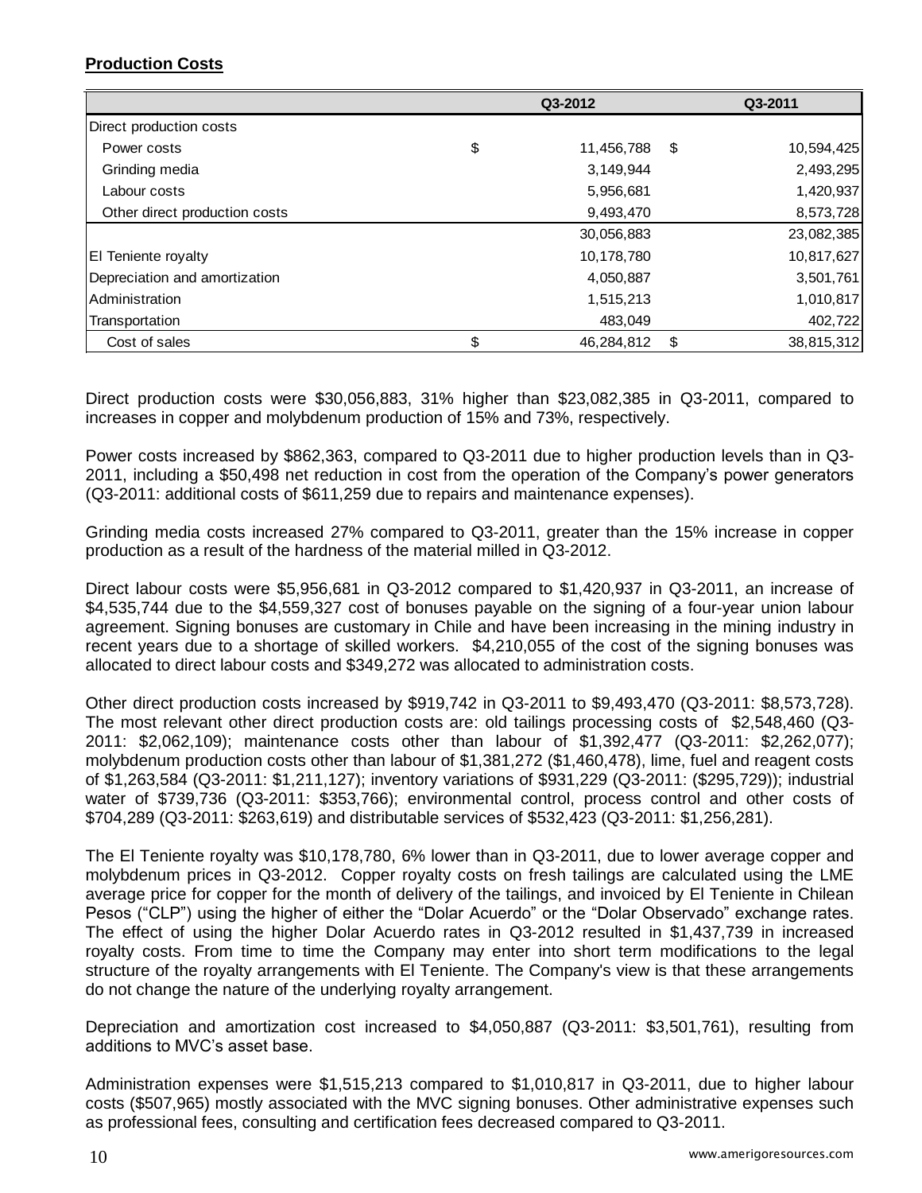**Production Costs**

| | Q3-2012 | Q3-2011 |
|---|---|---|
| Direct production costs | | |
| Power costs | $ 11,456,788 | $ 10,594,425 |
| Grinding media | 3,149,944 | 2,493,295 |
| Labour costs | 5,956,681 | 1,420,937 |
| Other direct production costs | 9,493,470 | 8,573,728 |
| | 30,056,883 | 23,082,385 |
| El Teniente royalty | 10,178,780 | 10,817,627 |
| Depreciation and amortization | 4,050,887 | 3,501,761 |
| Administration | 1,515,213 | 1,010,817 |
| Transportation | 483,049 | 402,722 |
| Cost of sales | $ 46,284,812 | $ 38,815,312 |

Direct production costs were $30,056,883, 31% higher than $23,082,385 in Q3-2011, compared to increases in copper and molybdenum production of 15% and 73%, respectively.

Power costs increased by $862,363, compared to Q3-2011 due to higher production levels than in Q3-2011, including a $50,498 net reduction in cost from the operation of the Company's power generators (Q3-2011: additional costs of $611,259 due to repairs and maintenance expenses).

Grinding media costs increased 27% compared to Q3-2011, greater than the 15% increase in copper production as a result of the hardness of the material milled in Q3-2012.

Direct labour costs were $5,956,681 in Q3-2012 compared to $1,420,937 in Q3-2011, an increase of $4,535,744 due to the $4,559,327 cost of bonuses payable on the signing of a four-year union labour agreement. Signing bonuses are customary in Chile and have been increasing in the mining industry in recent years due to a shortage of skilled workers. $4,210,055 of the cost of the signing bonuses was allocated to direct labour costs and $349,272 was allocated to administration costs.

Other direct production costs increased by $919,742 in Q3-2011 to $9,493,470 (Q3-2011: $8,573,728). The most relevant other direct production costs are: old tailings processing costs of $2,548,460 (Q3-2011: $2,062,109); maintenance costs other than labour of $1,392,477 (Q3-2011: $2,262,077); molybdenum production costs other than labour of $1,381,272 ($1,460,478), lime, fuel and reagent costs of $1,263,584 (Q3-2011: $1,211,127); inventory variations of $931,229 (Q3-2011: ($295,729)); industrial water of $739,736 (Q3-2011: $353,766); environmental control, process control and other costs of $704,289 (Q3-2011: $263,619) and distributable services of $532,423 (Q3-2011: $1,256,281).

The El Teniente royalty was $10,178,780, 6% lower than in Q3-2011, due to lower average copper and molybdenum prices in Q3-2012. Copper royalty costs on fresh tailings are calculated using the LME average price for copper for the month of delivery of the tailings, and invoiced by El Teniente in Chilean Pesos ("CLP") using the higher of either the "Dolar Acuerdo" or the "Dolar Observado" exchange rates. The effect of using the higher Dolar Acuerdo rates in Q3-2012 resulted in $1,437,739 in increased royalty costs. From time to time the Company may enter into short term modifications to the legal structure of the royalty arrangements with El Teniente. The Company's view is that these arrangements do not change the nature of the underlying royalty arrangement.

Depreciation and amortization cost increased to $4,050,887 (Q3-2011: $3,501,761), resulting from additions to MVC's asset base.

Administration expenses were $1,515,213 compared to $1,010,817 in Q3-2011, due to higher labour costs ($507,965) mostly associated with the MVC signing bonuses. Other administrative expenses such as professional fees, consulting and certification fees decreased compared to Q3-2011.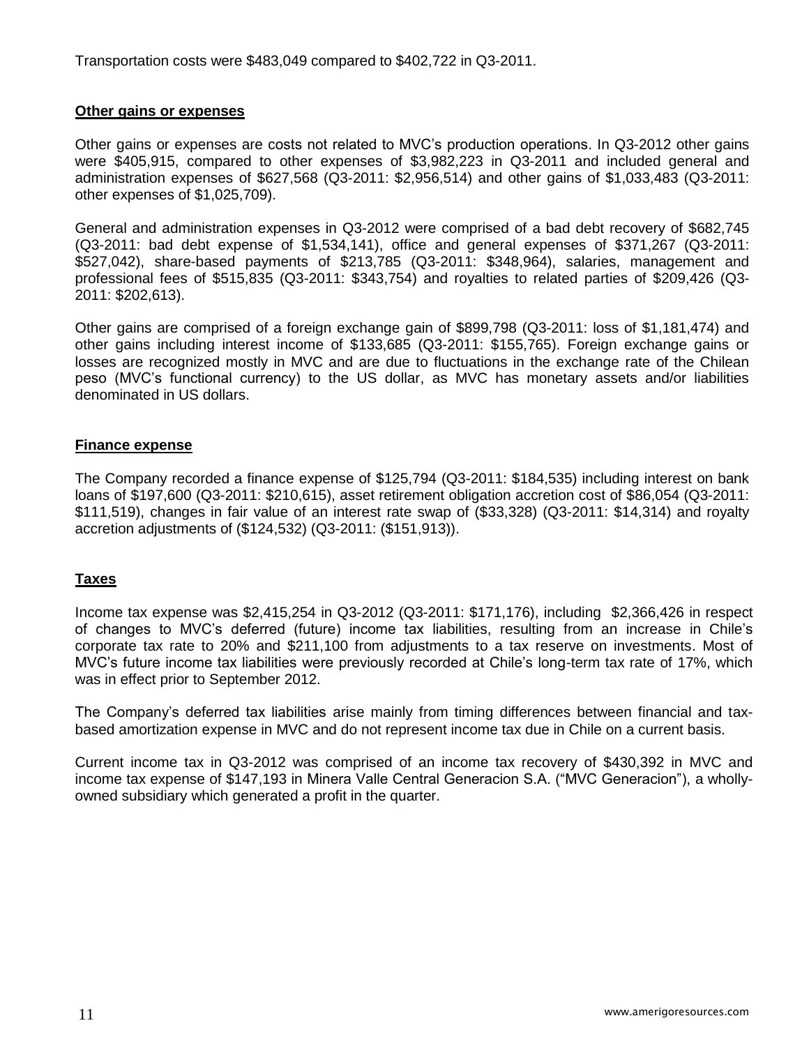Transportation costs were $483,049 compared to $402,722 in Q3-2011.

## Other gains or expenses

Other gains or expenses are costs not related to MVC's production operations. In Q3-2012 other gains were $405,915, compared to other expenses of $3,982,223 in Q3-2011 and included general and administration expenses of $627,568 (Q3-2011: $2,956,514) and other gains of $1,033,483 (Q3-2011: other expenses of $1,025,709).

General and administration expenses in Q3-2012 were comprised of a bad debt recovery of $682,745 (Q3-2011: bad debt expense of $1,534,141), office and general expenses of $371,267 (Q3-2011: $527,042), share-based payments of $213,785 (Q3-2011: $348,964), salaries, management and professional fees of $515,835 (Q3-2011: $343,754) and royalties to related parties of $209,426 (Q3-2011: $202,613).

Other gains are comprised of a foreign exchange gain of $899,798 (Q3-2011: loss of $1,181,474) and other gains including interest income of $133,685 (Q3-2011: $155,765). Foreign exchange gains or losses are recognized mostly in MVC and are due to fluctuations in the exchange rate of the Chilean peso (MVC's functional currency) to the US dollar, as MVC has monetary assets and/or liabilities denominated in US dollars.

## Finance expense

The Company recorded a finance expense of $125,794 (Q3-2011: $184,535) including interest on bank loans of $197,600 (Q3-2011: $210,615), asset retirement obligation accretion cost of $86,054 (Q3-2011: $111,519), changes in fair value of an interest rate swap of ($33,328) (Q3-2011: $14,314) and royalty accretion adjustments of ($124,532) (Q3-2011: ($151,913)).

## Taxes

Income tax expense was $2,415,254 in Q3-2012 (Q3-2011: $171,176), including $2,366,426 in respect of changes to MVC's deferred (future) income tax liabilities, resulting from an increase in Chile's corporate tax rate to 20% and $211,100 from adjustments to a tax reserve on investments. Most of MVC's future income tax liabilities were previously recorded at Chile's long-term tax rate of 17%, which was in effect prior to September 2012.

The Company's deferred tax liabilities arise mainly from timing differences between financial and tax-based amortization expense in MVC and do not represent income tax due in Chile on a current basis.

Current income tax in Q3-2012 was comprised of an income tax recovery of $430,392 in MVC and income tax expense of $147,193 in Minera Valle Central Generacion S.A. ("MVC Generacion"), a wholly-owned subsidiary which generated a profit in the quarter.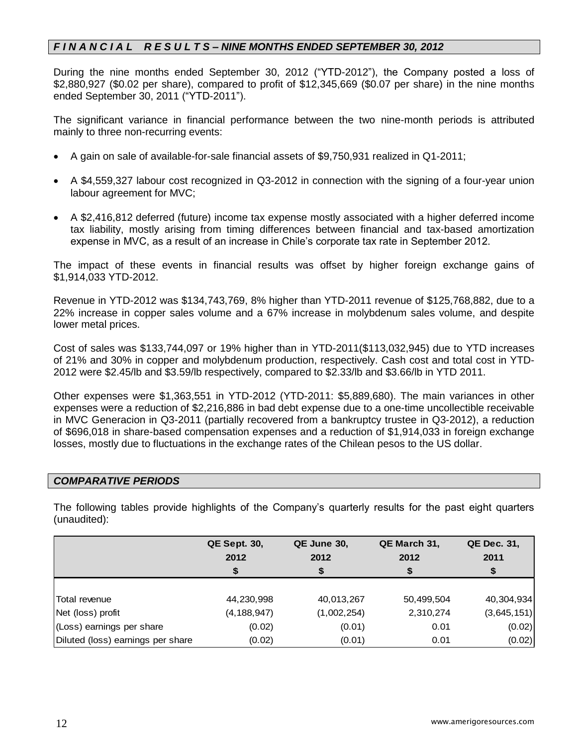## *FINANCIAL RESULTS – NINE MONTHS ENDED SEPTEMBER 30, 2012*

During the nine months ended September 30, 2012 ("YTD-2012"), the Company posted a loss of $2,880,927 ($0.02 per share), compared to profit of $12,345,669 ($0.07 per share) in the nine months ended September 30, 2011 ("YTD-2011").

The significant variance in financial performance between the two nine-month periods is attributed mainly to three non-recurring events:

- A gain on sale of available-for-sale financial assets of $9,750,931 realized in Q1-2011;
- A $4,559,327 labour cost recognized in Q3-2012 in connection with the signing of a four-year union labour agreement for MVC;
- A $2,416,812 deferred (future) income tax expense mostly associated with a higher deferred income tax liability, mostly arising from timing differences between financial and tax-based amortization expense in MVC, as a result of an increase in Chile's corporate tax rate in September 2012.

The impact of these events in financial results was offset by higher foreign exchange gains of $1,914,033 YTD-2012.

Revenue in YTD-2012 was $134,743,769, 8% higher than YTD-2011 revenue of $125,768,882, due to a 22% increase in copper sales volume and a 67% increase in molybdenum sales volume, and despite lower metal prices.

Cost of sales was $133,744,097 or 19% higher than in YTD-2011($113,032,945) due to YTD increases of 21% and 30% in copper and molybdenum production, respectively. Cash cost and total cost in YTD-2012 were $2.45/lb and $3.59/lb respectively, compared to $2.33/lb and $3.66/lb in YTD 2011.

Other expenses were $1,363,551 in YTD-2012 (YTD-2011: $5,889,680). The main variances in other expenses were a reduction of $2,216,886 in bad debt expense due to a one-time uncollectible receivable in MVC Generacion in Q3-2011 (partially recovered from a bankruptcy trustee in Q3-2012), a reduction of $696,018 in share-based compensation expenses and a reduction of $1,914,033 in foreign exchange losses, mostly due to fluctuations in the exchange rates of the Chilean pesos to the US dollar.

## *COMPARATIVE PERIODS*

The following tables provide highlights of the Company's quarterly results for the past eight quarters (unaudited):

| | QE Sept. 30, 2012 $ | QE June 30, 2012 $ | QE March 31, 2012 $ | QE Dec. 31, 2011 $ |
|---|---|---|---|---|
| Total revenue | 44,230,998 | 40,013,267 | 50,499,504 | 40,304,934 |
| Net (loss) profit | (4,188,947) | (1,002,254) | 2,310,274 | (3,645,151) |
| (Loss) earnings per share | (0.02) | (0.01) | 0.01 | (0.02) |
| Diluted (loss) earnings per share | (0.02) | (0.01) | 0.01 | (0.02) |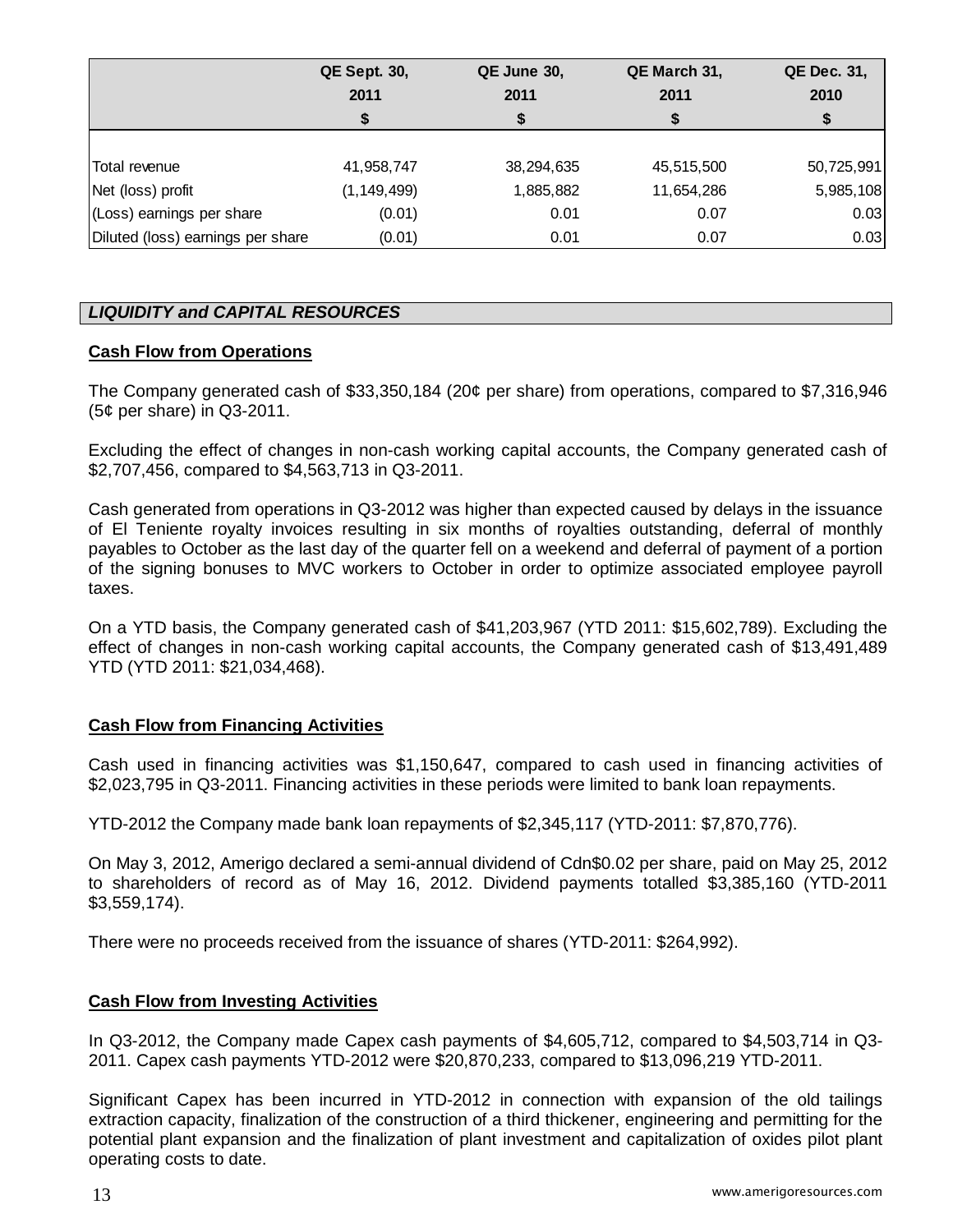| | QE Sept. 30, 2011 $ | QE June 30, 2011 $ | QE March 31, 2011 $ | QE Dec. 31, 2010 $ |
|---|---|---|---|---|
| Total revenue | 41,958,747 | 38,294,635 | 45,515,500 | 50,725,991 |
| Net (loss) profit | (1,149,499) | 1,885,882 | 11,654,286 | 5,985,108 |
| (Loss) earnings per share | (0.01) | 0.01 | 0.07 | 0.03 |
| Diluted (loss) earnings per share | (0.01) | 0.01 | 0.07 | 0.03 |

## *LIQUIDITY and CAPITAL RESOURCES*

### Cash Flow from Operations

The Company generated cash of $33,350,184 (20¢ per share) from operations, compared to $7,316,946 (5¢ per share) in Q3-2011.

Excluding the effect of changes in non-cash working capital accounts, the Company generated cash of $2,707,456, compared to $4,563,713 in Q3-2011.

Cash generated from operations in Q3-2012 was higher than expected caused by delays in the issuance of El Teniente royalty invoices resulting in six months of royalties outstanding, deferral of monthly payables to October as the last day of the quarter fell on a weekend and deferral of payment of a portion of the signing bonuses to MVC workers to October in order to optimize associated employee payroll taxes.

On a YTD basis, the Company generated cash of $41,203,967 (YTD 2011: $15,602,789). Excluding the effect of changes in non-cash working capital accounts, the Company generated cash of $13,491,489 YTD (YTD 2011: $21,034,468).

### Cash Flow from Financing Activities

Cash used in financing activities was $1,150,647, compared to cash used in financing activities of $2,023,795 in Q3-2011. Financing activities in these periods were limited to bank loan repayments.

YTD-2012 the Company made bank loan repayments of $2,345,117 (YTD-2011: $7,870,776).

On May 3, 2012, Amerigo declared a semi-annual dividend of Cdn$0.02 per share, paid on May 25, 2012 to shareholders of record as of May 16, 2012. Dividend payments totalled $3,385,160 (YTD-2011 $3,559,174).

There were no proceeds received from the issuance of shares (YTD-2011: $264,992).

### Cash Flow from Investing Activities

In Q3-2012, the Company made Capex cash payments of $4,605,712, compared to $4,503,714 in Q3-2011. Capex cash payments YTD-2012 were $20,870,233, compared to $13,096,219 YTD-2011.

Significant Capex has been incurred in YTD-2012 in connection with expansion of the old tailings extraction capacity, finalization of the construction of a third thickener, engineering and permitting for the potential plant expansion and the finalization of plant investment and capitalization of oxides pilot plant operating costs to date.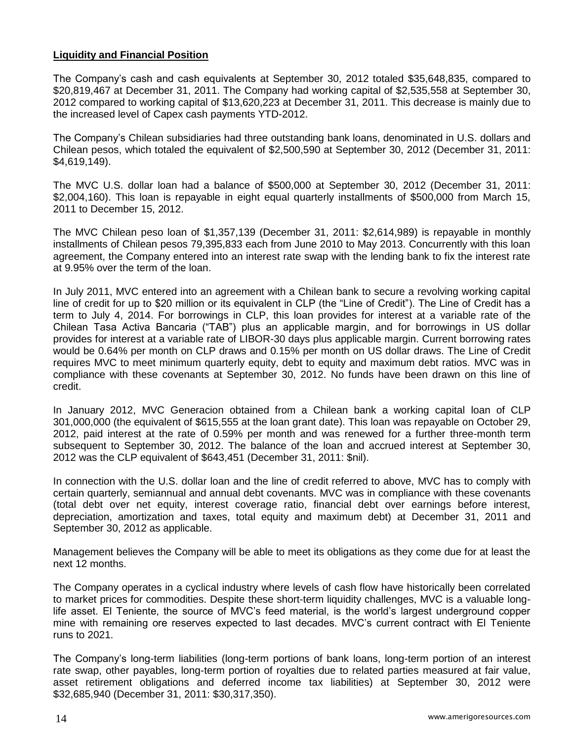**Liquidity and Financial Position**

The Company's cash and cash equivalents at September 30, 2012 totaled $35,648,835, compared to $20,819,467 at December 31, 2011. The Company had working capital of $2,535,558 at September 30, 2012 compared to working capital of $13,620,223 at December 31, 2011. This decrease is mainly due to the increased level of Capex cash payments YTD-2012.

The Company's Chilean subsidiaries had three outstanding bank loans, denominated in U.S. dollars and Chilean pesos, which totaled the equivalent of $2,500,590 at September 30, 2012 (December 31, 2011: $4,619,149).

The MVC U.S. dollar loan had a balance of $500,000 at September 30, 2012 (December 31, 2011: $2,004,160). This loan is repayable in eight equal quarterly installments of $500,000 from March 15, 2011 to December 15, 2012.

The MVC Chilean peso loan of $1,357,139 (December 31, 2011: $2,614,989) is repayable in monthly installments of Chilean pesos 79,395,833 each from June 2010 to May 2013. Concurrently with this loan agreement, the Company entered into an interest rate swap with the lending bank to fix the interest rate at 9.95% over the term of the loan.

In July 2011, MVC entered into an agreement with a Chilean bank to secure a revolving working capital line of credit for up to $20 million or its equivalent in CLP (the "Line of Credit"). The Line of Credit has a term to July 4, 2014. For borrowings in CLP, this loan provides for interest at a variable rate of the Chilean Tasa Activa Bancaria ("TAB") plus an applicable margin, and for borrowings in US dollar provides for interest at a variable rate of LIBOR-30 days plus applicable margin. Current borrowing rates would be 0.64% per month on CLP draws and 0.15% per month on US dollar draws. The Line of Credit requires MVC to meet minimum quarterly equity, debt to equity and maximum debt ratios. MVC was in compliance with these covenants at September 30, 2012. No funds have been drawn on this line of credit.

In January 2012, MVC Generacion obtained from a Chilean bank a working capital loan of CLP 301,000,000 (the equivalent of $615,555 at the loan grant date). This loan was repayable on October 29, 2012, paid interest at the rate of 0.59% per month and was renewed for a further three-month term subsequent to September 30, 2012. The balance of the loan and accrued interest at September 30, 2012 was the CLP equivalent of $643,451 (December 31, 2011: $nil).

In connection with the U.S. dollar loan and the line of credit referred to above, MVC has to comply with certain quarterly, semiannual and annual debt covenants. MVC was in compliance with these covenants (total debt over net equity, interest coverage ratio, financial debt over earnings before interest, depreciation, amortization and taxes, total equity and maximum debt) at December 31, 2011 and September 30, 2012 as applicable.

Management believes the Company will be able to meet its obligations as they come due for at least the next 12 months.

The Company operates in a cyclical industry where levels of cash flow have historically been correlated to market prices for commodities. Despite these short-term liquidity challenges, MVC is a valuable long-life asset. El Teniente, the source of MVC's feed material, is the world's largest underground copper mine with remaining ore reserves expected to last decades. MVC's current contract with El Teniente runs to 2021.

The Company's long-term liabilities (long-term portions of bank loans, long-term portion of an interest rate swap, other payables, long-term portion of royalties due to related parties measured at fair value, asset retirement obligations and deferred income tax liabilities) at September 30, 2012 were $32,685,940 (December 31, 2011: $30,317,350).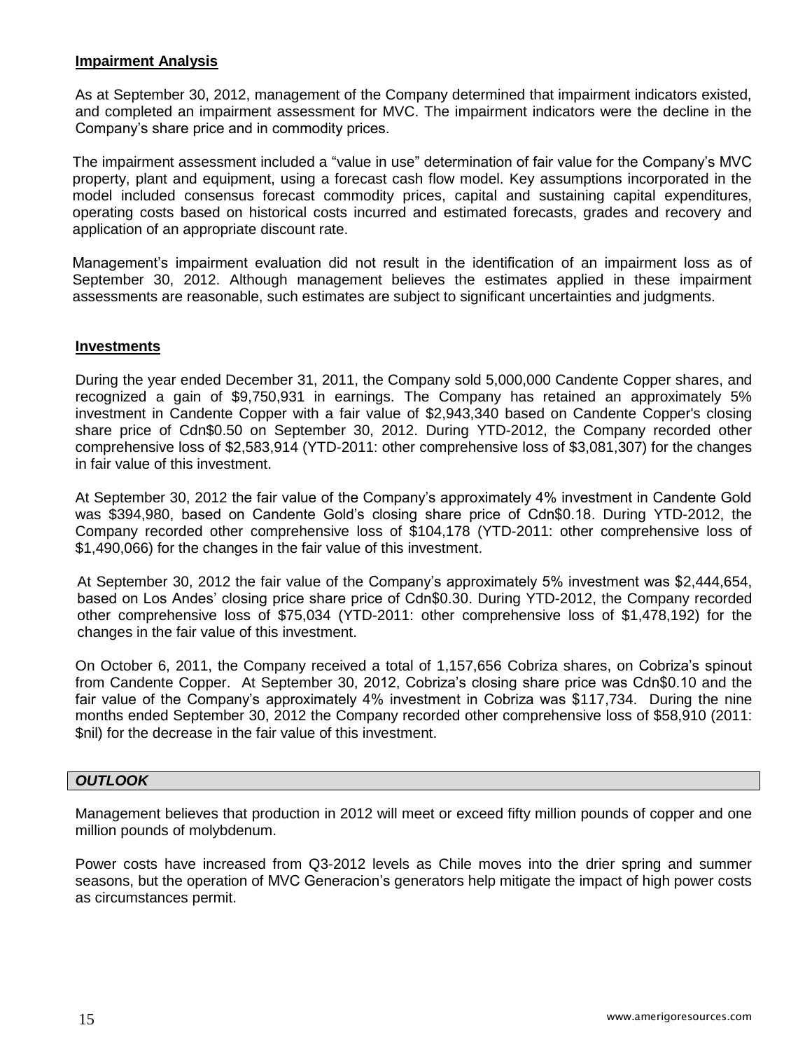**Impairment Analysis**

As at September 30, 2012, management of the Company determined that impairment indicators existed, and completed an impairment assessment for MVC. The impairment indicators were the decline in the Company's share price and in commodity prices.

The impairment assessment included a "value in use" determination of fair value for the Company's MVC property, plant and equipment, using a forecast cash flow model. Key assumptions incorporated in the model included consensus forecast commodity prices, capital and sustaining capital expenditures, operating costs based on historical costs incurred and estimated forecasts, grades and recovery and application of an appropriate discount rate.

Management's impairment evaluation did not result in the identification of an impairment loss as of September 30, 2012. Although management believes the estimates applied in these impairment assessments are reasonable, such estimates are subject to significant uncertainties and judgments.

**Investments**

During the year ended December 31, 2011, the Company sold 5,000,000 Candente Copper shares, and recognized a gain of $9,750,931 in earnings. The Company has retained an approximately 5% investment in Candente Copper with a fair value of $2,943,340 based on Candente Copper's closing share price of Cdn$0.50 on September 30, 2012. During YTD-2012, the Company recorded other comprehensive loss of $2,583,914 (YTD-2011: other comprehensive loss of $3,081,307) for the changes in fair value of this investment.

At September 30, 2012 the fair value of the Company's approximately 4% investment in Candente Gold was $394,980, based on Candente Gold's closing share price of Cdn$0.18. During YTD-2012, the Company recorded other comprehensive loss of $104,178 (YTD-2011: other comprehensive loss of $1,490,066) for the changes in the fair value of this investment.

At September 30, 2012 the fair value of the Company's approximately 5% investment was $2,444,654, based on Los Andes' closing price share price of Cdn$0.30. During YTD-2012, the Company recorded other comprehensive loss of $75,034 (YTD-2011: other comprehensive loss of $1,478,192) for the changes in the fair value of this investment.

On October 6, 2011, the Company received a total of 1,157,656 Cobriza shares, on Cobriza's spinout from Candente Copper. At September 30, 2012, Cobriza's closing share price was Cdn$0.10 and the fair value of the Company's approximately 4% investment in Cobriza was $117,734. During the nine months ended September 30, 2012 the Company recorded other comprehensive loss of $58,910 (2011: $nil) for the decrease in the fair value of this investment.

## *OUTLOOK*

Management believes that production in 2012 will meet or exceed fifty million pounds of copper and one million pounds of molybdenum.

Power costs have increased from Q3-2012 levels as Chile moves into the drier spring and summer seasons, but the operation of MVC Generacion's generators help mitigate the impact of high power costs as circumstances permit.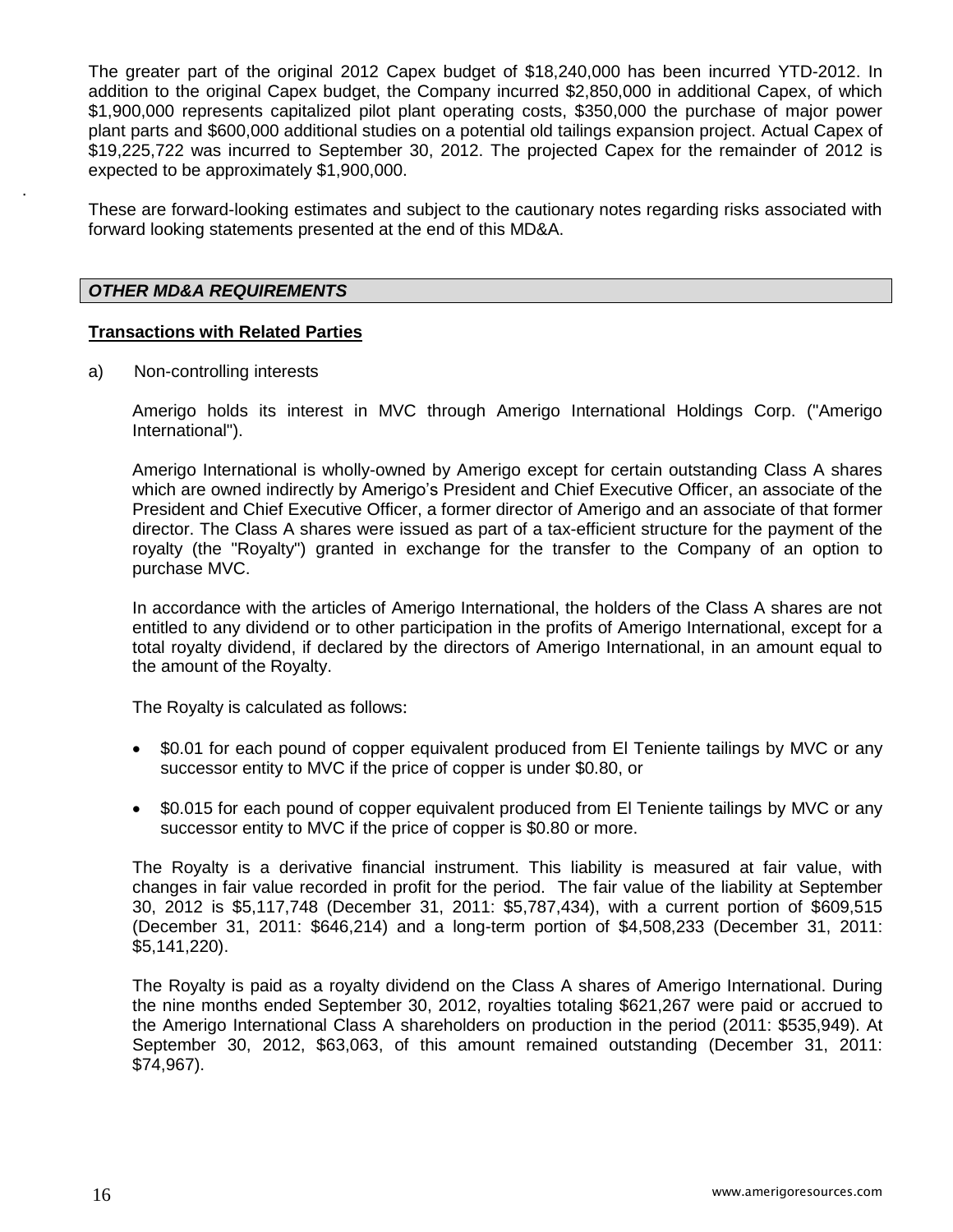The greater part of the original 2012 Capex budget of $18,240,000 has been incurred YTD-2012. In addition to the original Capex budget, the Company incurred $2,850,000 in additional Capex, of which $1,900,000 represents capitalized pilot plant operating costs, $350,000 the purchase of major power plant parts and $600,000 additional studies on a potential old tailings expansion project. Actual Capex of $19,225,722 was incurred to September 30, 2012. The projected Capex for the remainder of 2012 is expected to be approximately $1,900,000.

These are forward-looking estimates and subject to the cautionary notes regarding risks associated with forward looking statements presented at the end of this MD&A.

## *OTHER MD&A REQUIREMENTS*

### Transactions with Related Parties

a) Non-controlling interests

Amerigo holds its interest in MVC through Amerigo International Holdings Corp. ("Amerigo International").

Amerigo International is wholly-owned by Amerigo except for certain outstanding Class A shares which are owned indirectly by Amerigo's President and Chief Executive Officer, an associate of the President and Chief Executive Officer, a former director of Amerigo and an associate of that former director. The Class A shares were issued as part of a tax-efficient structure for the payment of the royalty (the "Royalty") granted in exchange for the transfer to the Company of an option to purchase MVC.

In accordance with the articles of Amerigo International, the holders of the Class A shares are not entitled to any dividend or to other participation in the profits of Amerigo International, except for a total royalty dividend, if declared by the directors of Amerigo International, in an amount equal to the amount of the Royalty.

The Royalty is calculated as follows:

- $0.01 for each pound of copper equivalent produced from El Teniente tailings by MVC or any successor entity to MVC if the price of copper is under $0.80, or
- $0.015 for each pound of copper equivalent produced from El Teniente tailings by MVC or any successor entity to MVC if the price of copper is $0.80 or more.

The Royalty is a derivative financial instrument. This liability is measured at fair value, with changes in fair value recorded in profit for the period. The fair value of the liability at September 30, 2012 is $5,117,748 (December 31, 2011: $5,787,434), with a current portion of $609,515 (December 31, 2011: $646,214) and a long-term portion of $4,508,233 (December 31, 2011: $5,141,220).

The Royalty is paid as a royalty dividend on the Class A shares of Amerigo International. During the nine months ended September 30, 2012, royalties totaling $621,267 were paid or accrued to the Amerigo International Class A shareholders on production in the period (2011: $535,949). At September 30, 2012, $63,063, of this amount remained outstanding (December 31, 2011: $74,967).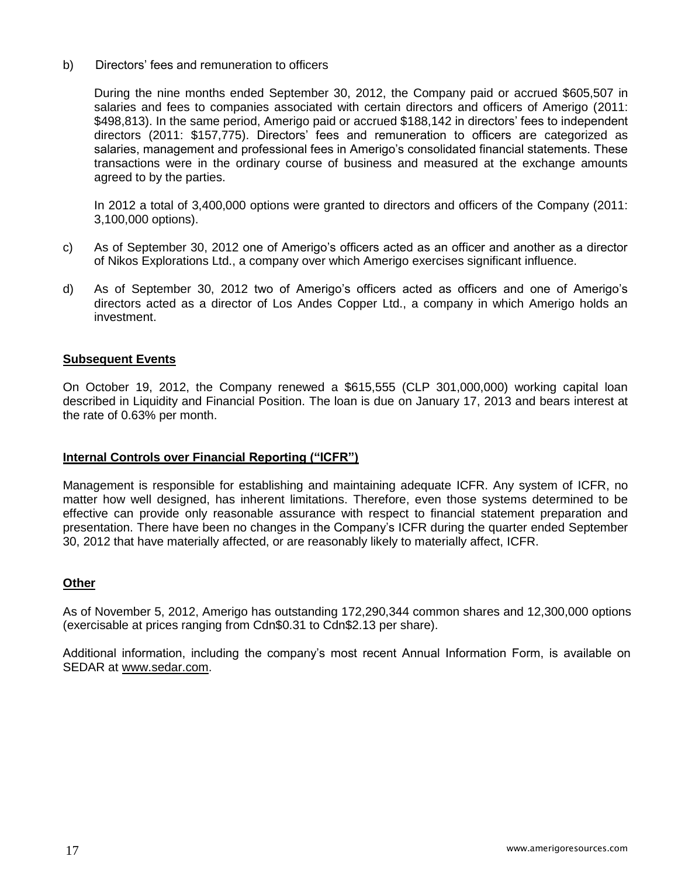b) Directors' fees and remuneration to officers

During the nine months ended September 30, 2012, the Company paid or accrued $605,507 in salaries and fees to companies associated with certain directors and officers of Amerigo (2011: $498,813). In the same period, Amerigo paid or accrued $188,142 in directors' fees to independent directors (2011: $157,775). Directors' fees and remuneration to officers are categorized as salaries, management and professional fees in Amerigo's consolidated financial statements. These transactions were in the ordinary course of business and measured at the exchange amounts agreed to by the parties.

In 2012 a total of 3,400,000 options were granted to directors and officers of the Company (2011: 3,100,000 options).

c) As of September 30, 2012 one of Amerigo's officers acted as an officer and another as a director of Nikos Explorations Ltd., a company over which Amerigo exercises significant influence.

d) As of September 30, 2012 two of Amerigo's officers acted as officers and one of Amerigo's directors acted as a director of Los Andes Copper Ltd., a company in which Amerigo holds an investment.

## Subsequent Events

On October 19, 2012, the Company renewed a $615,555 (CLP 301,000,000) working capital loan described in Liquidity and Financial Position. The loan is due on January 17, 2013 and bears interest at the rate of 0.63% per month.

## Internal Controls over Financial Reporting ("ICFR")

Management is responsible for establishing and maintaining adequate ICFR. Any system of ICFR, no matter how well designed, has inherent limitations. Therefore, even those systems determined to be effective can provide only reasonable assurance with respect to financial statement preparation and presentation. There have been no changes in the Company's ICFR during the quarter ended September 30, 2012 that have materially affected, or are reasonably likely to materially affect, ICFR.

## Other

As of November 5, 2012, Amerigo has outstanding 172,290,344 common shares and 12,300,000 options (exercisable at prices ranging from Cdn$0.31 to Cdn$2.13 per share).

Additional information, including the company's most recent Annual Information Form, is available on SEDAR at www.sedar.com.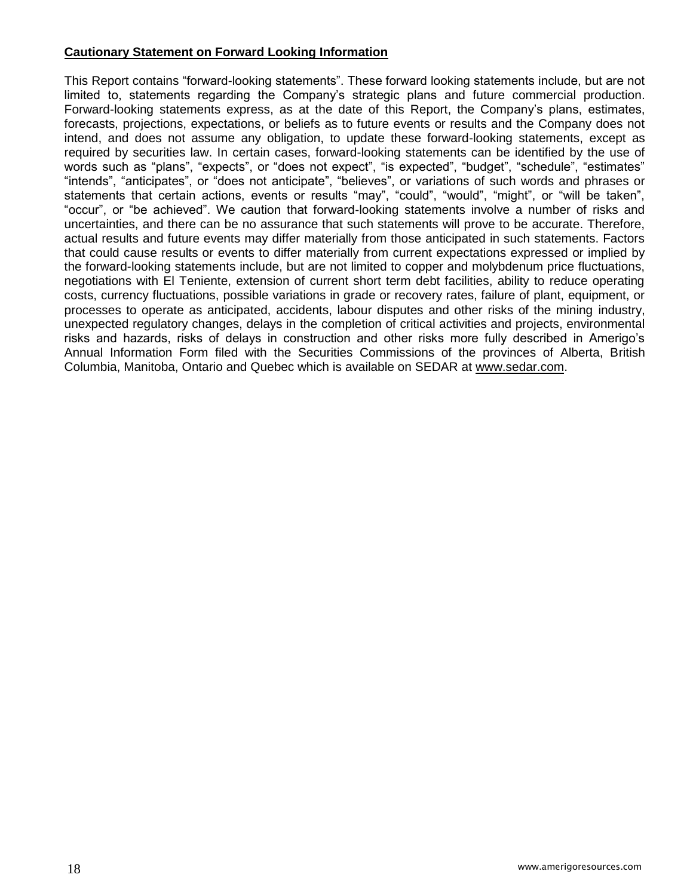**Cautionary Statement on Forward Looking Information**

This Report contains "forward-looking statements". These forward looking statements include, but are not limited to, statements regarding the Company's strategic plans and future commercial production. Forward-looking statements express, as at the date of this Report, the Company's plans, estimates, forecasts, projections, expectations, or beliefs as to future events or results and the Company does not intend, and does not assume any obligation, to update these forward-looking statements, except as required by securities law. In certain cases, forward-looking statements can be identified by the use of words such as "plans", "expects", or "does not expect", "is expected", "budget", "schedule", "estimates" "intends", "anticipates", or "does not anticipate", "believes", or variations of such words and phrases or statements that certain actions, events or results "may", "could", "would", "might", or "will be taken", "occur", or "be achieved". We caution that forward-looking statements involve a number of risks and uncertainties, and there can be no assurance that such statements will prove to be accurate. Therefore, actual results and future events may differ materially from those anticipated in such statements. Factors that could cause results or events to differ materially from current expectations expressed or implied by the forward-looking statements include, but are not limited to copper and molybdenum price fluctuations, negotiations with El Teniente, extension of current short term debt facilities, ability to reduce operating costs, currency fluctuations, possible variations in grade or recovery rates, failure of plant, equipment, or processes to operate as anticipated, accidents, labour disputes and other risks of the mining industry, unexpected regulatory changes, delays in the completion of critical activities and projects, environmental risks and hazards, risks of delays in construction and other risks more fully described in Amerigo's Annual Information Form filed with the Securities Commissions of the provinces of Alberta, British Columbia, Manitoba, Ontario and Quebec which is available on SEDAR at www.sedar.com.